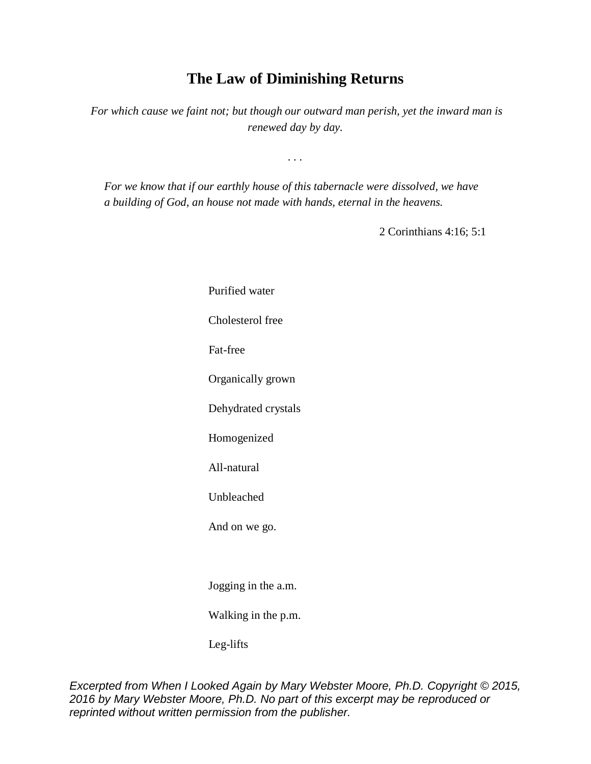# The Law of Diminishing Returns

*For which cause we faint not; but though our outward man perish, yet the inward man is renewed day by day.*

. . .

*For we know that if our earthly house of this tabernacle were dissolved, we have a building of God, an house not made with hands, eternal in the heavens.*

2 Corinthians 4:16; 5:1

Purified water

Cholesterol free

Fat-free

Organically grown

Dehydrated crystals

Homogenized

All-natural

Unbleached

And on we go.

Jogging in the a.m.

Walking in the p.m.

Leg-lifts

*Excerpted from When I Looked Again by Mary Webster Moore, Ph.D. Copyright © 2015, 2016 by Mary Webster Moore, Ph.D. No part of this excerpt may be reproduced or reprinted without written permission from the publisher.*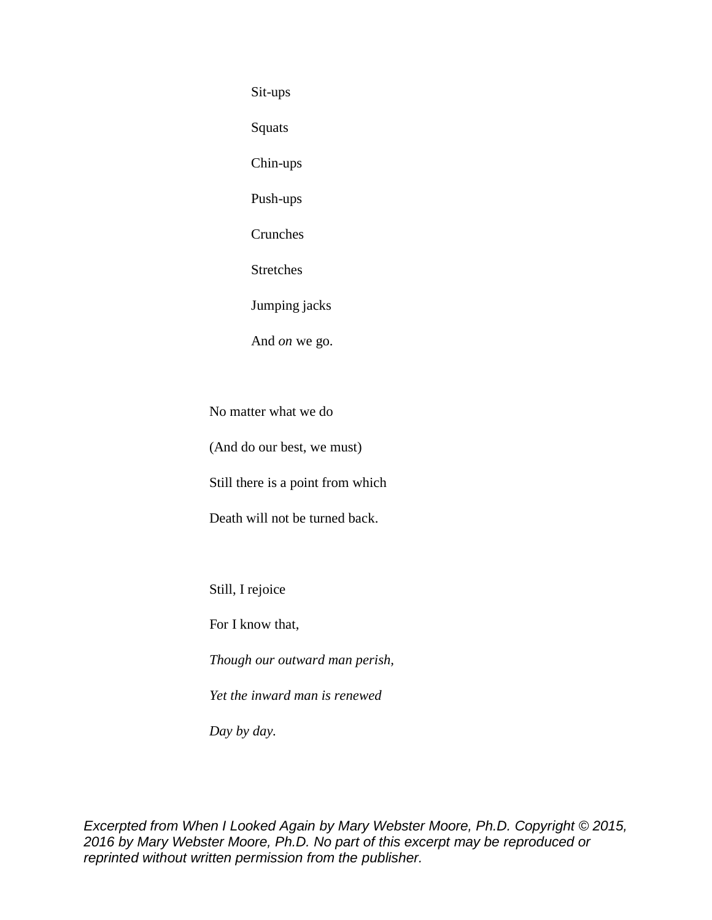Sit-ups

Squats

Chin-ups

Push-ups

Crunches

Stretches

Jumping jacks

And *on* we go.

No matter what we do

(And do our best, we must)

Still there is a point from which

Death will not be turned back.

Still, I rejoice

For I know that,

*Though our outward man perish,*

*Yet the inward man is renewed*

*Day by day.*

*Excerpted from When I Looked Again by Mary Webster Moore, Ph.D. Copyright © 2015, 2016 by Mary Webster Moore, Ph.D. No part of this excerpt may be reproduced or reprinted without written permission from the publisher.*